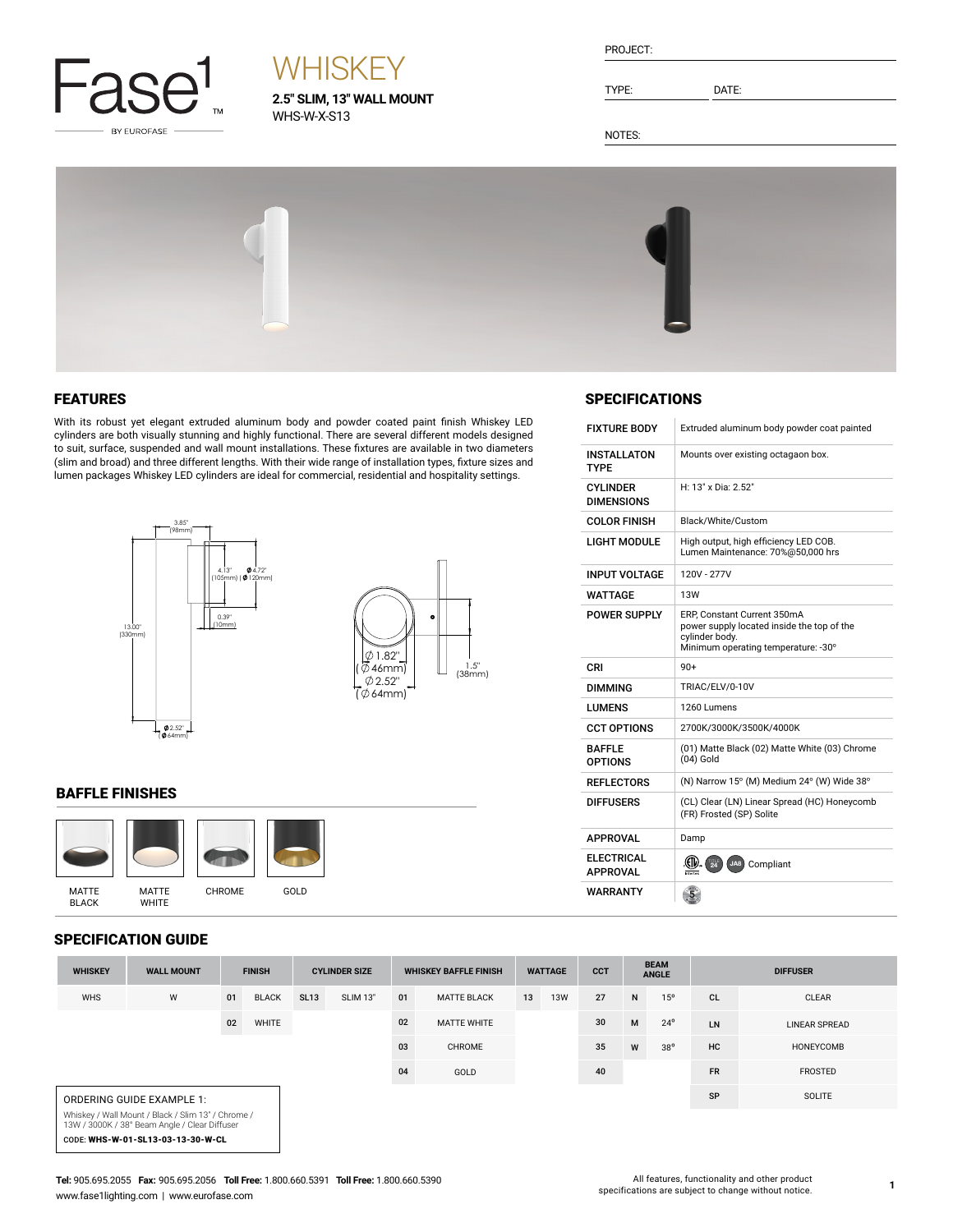# WHISKEY

**2.5" SLIM, 13" WALL MOUNT**
WHS-W-X-S13

PROJECT:

TYPE: DATE:

NOTES:

## FEATURES

With its robust yet elegant extruded aluminum body and powder coated paint finish Whiskey LED cylinders are both visually stunning and highly functional. There are several different models designed to suit, surface, suspended and wall mount installations. These fixtures are available in two diameters (slim and broad) and three different lengths. With their wide range of installation types, fixture sizes and lumen packages Whiskey LED cylinders are ideal for commercial, residential and hospitality settings.

3.85" (98mm)
4.13" (105mm) | Ø 4.72" (Ø 120mm)
0.39" (10mm)
13.00" (330mm)
Ø 2.52" (Ø 64mm)
Ø 1.82" (Ø 46mm)
Ø 2.52" (Ø 64mm)
1.5" (38mm)

## BAFFLE FINISHES

MATTE BLACK | MATTE WHITE | CHROME | GOLD

## SPECIFICATIONS

| | |
|---|---|
| FIXTURE BODY | Extruded aluminum body powder coat painted |
| INSTALLATON TYPE | Mounts over existing octagaon box. |
| CYLINDER DIMENSIONS | H: 13" x Dia: 2.52" |
| COLOR FINISH | Black/White/Custom |
| LIGHT MODULE | High output, high efficiency LED COB. Lumen Maintenance: 70%@50,000 hrs |
| INPUT VOLTAGE | 120V - 277V |
| WATTAGE | 13W |
| POWER SUPPLY | ERP, Constant Current 350mA power supply located inside the top of the cylinder body. Minimum operating temperature: -30° |
| CRI | 90+ |
| DIMMING | TRIAC/ELV/0-10V |
| LUMENS | 1260 Lumens |
| CCT OPTIONS | 2700K/3000K/3500K/4000K |
| BAFFLE OPTIONS | (01) Matte Black (02) Matte White (03) Chrome (04) Gold |
| REFLECTORS | (N) Narrow 15° (M) Medium 24° (W) Wide 38° |
| DIFFUSERS | (CL) Clear (LN) Linear Spread (HC) Honeycomb (FR) Frosted (SP) Solite |
| APPROVAL | Damp |
| ELECTRICAL APPROVAL | Compliant |
| WARRANTY | |

## SPECIFICATION GUIDE

| WHISKEY | WALL MOUNT | FINISH | | CYLINDER SIZE | | WHISKEY BAFFLE FINISH | | WATTAGE | | CCT | BEAM ANGLE | | DIFFUSER | |
|---|---|---|---|---|---|---|---|---|---|---|---|---|---|---|
| WHS | W | 01 | BLACK | SL13 | SLIM 13" | 01 | MATTE BLACK | 13 | 13W | 27 | N | 15° | CL | CLEAR |
| | | 02 | WHITE | | | 02 | MATTE WHITE | | | 30 | M | 24° | LN | LINEAR SPREAD |
| | | | | | | 03 | CHROME | | | 35 | W | 38° | HC | HONEYCOMB |
| | | | | | | 04 | GOLD | | | 40 | | | FR | FROSTED |
| | | | | | | | | | | | | | SP | SOLITE |

ORDERING GUIDE EXAMPLE 1:

Whiskey / Wall Mount / Black / Slim 13" / Chrome / 13W / 3000K / 38° Beam Angle / Clear Diffuser

CODE: **WHS-W-01-SL13-03-13-30-W-CL**

**Tel:** 905.695.2055 **Fax:** 905.695.2056 **Toll Free:** 1.800.660.5391 **Toll Free:** 1.800.660.5390
www.fase1lighting.com | www.eurofase.com

All features, functionality and other product specifications are subject to change without notice.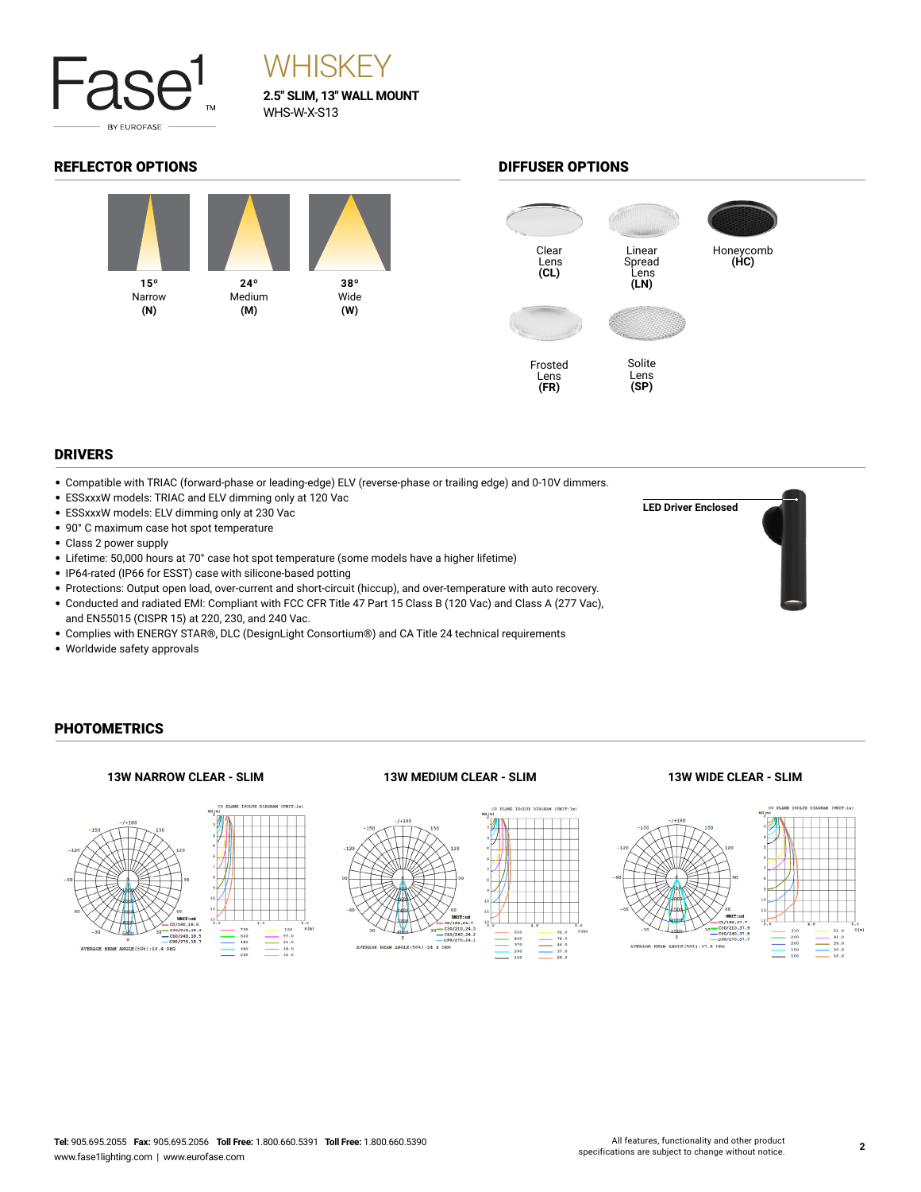Fase1™
BY EUROFASE

# WHISKEY

**2.5" SLIM, 13" WALL MOUNT**
WHS-W-X-S13

## REFLECTOR OPTIONS

**15°** Narrow **(N)**

**24°** Medium **(M)**

**38°** Wide **(W)**

## DIFFUSER OPTIONS

Clear Lens **(CL)**

Linear Spread Lens **(LN)**

Honeycomb **(HC)**

Frosted Lens **(FR)**

Solite Lens **(SP)**

## DRIVERS

- Compatible with TRIAC (forward-phase or leading-edge) ELV (reverse-phase or trailing edge) and 0-10V dimmers.
- ESSxxxW models: TRIAC and ELV dimming only at 120 Vac
- ESSxxxW models: ELV dimming only at 230 Vac
- 90° C maximum case hot spot temperature
- Class 2 power supply
- Lifetime: 50,000 hours at 70° case hot spot temperature (some models have a higher lifetime)
- IP64-rated (IP66 for ESST) case with silicone-based potting
- Protections: Output open load, over-current and short-circuit (hiccup), and over-temperature with auto recovery.
- Conducted and radiated EMI: Compliant with FCC CFR Title 47 Part 15 Class B (120 Vac) and Class A (277 Vac), and EN55015 (CISPR 15) at 220, 230, and 240 Vac.
- Complies with ENERGY STAR®, DLC (DesignLight Consortium®) and CA Title 24 technical requirements
- Worldwide safety approvals

**LED Driver Enclosed**

## PHOTOMETRICS

### 13W NARROW CLEAR - SLIM

AVERAGE BEAM ANGLE(50%):18.4 DEG

### 13W MEDIUM CLEAR - SLIM

AVERAGE BEAM ANGLE(50%):24.4 DEG

### 13W WIDE CLEAR - SLIM

AVERAGE BEAM ANGLE(50%):37.8 DEG

**Tel:** 905.695.2055 **Fax:** 905.695.2056 **Toll Free:** 1.800.660.5391 **Toll Free:** 1.800.660.5390
www.fase1lighting.com | www.eurofase.com

All features, functionality and other product specifications are subject to change without notice.